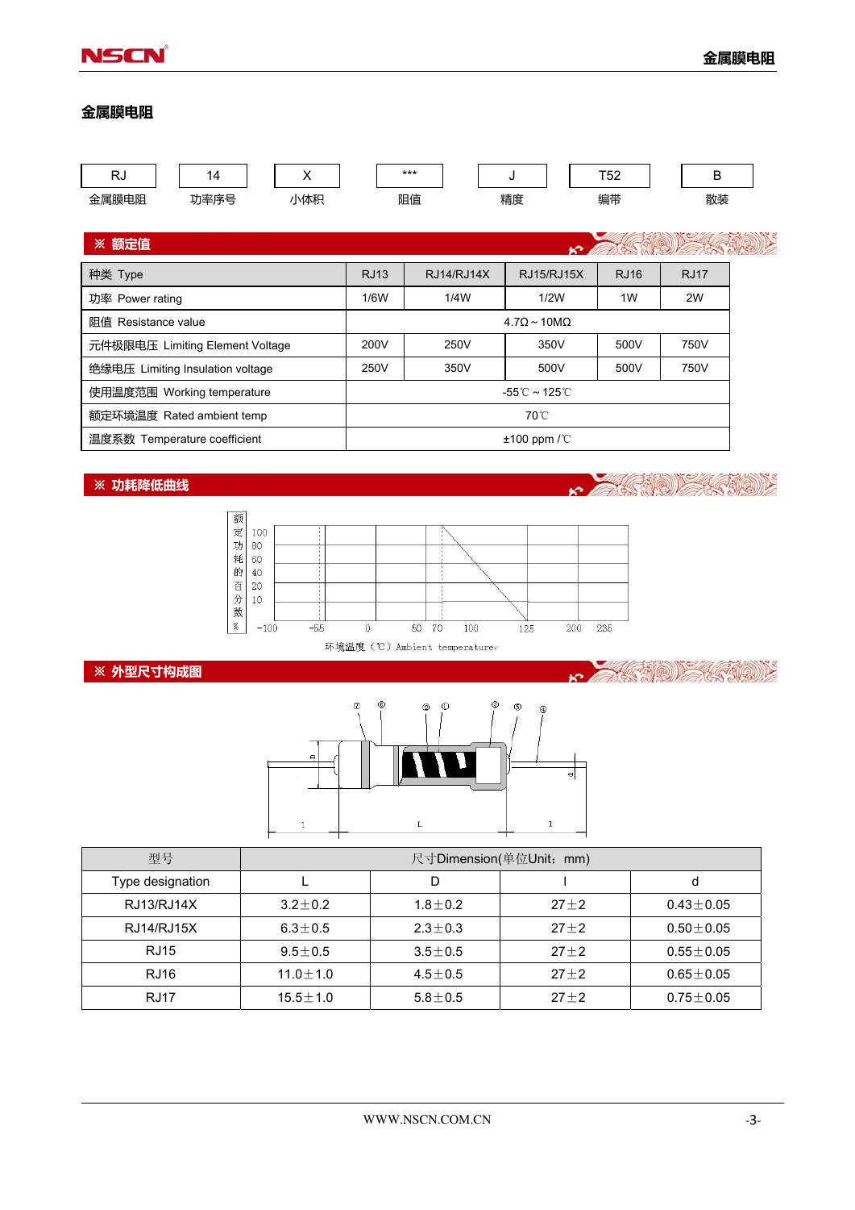# 金属膜电阻

| RJ | 14 | X | *** | J | T52 | B |
|---|---|---|---|---|---|---|
| 金属膜电阻 | 功率序号 | 小体积 | 阻值 | 精度 | 编带 | 散装 |

## ※ 额定值

| 种类 Type | RJ13 | RJ14/RJ14X | RJ15/RJ15X | RJ16 | RJ17 |
|---|---|---|---|---|---|
| 功率 Power rating | 1/6W | 1/4W | 1/2W | 1W | 2W |
| 阻值 Resistance value | 4.7Ω ~ 10MΩ | | | | |
| 元件极限电压 Limiting Element Voltage | 200V | 250V | 350V | 500V | 750V |
| 绝缘电压 Limiting Insulation voltage | 250V | 350V | 500V | 500V | 750V |
| 使用温度范围 Working temperature | -55℃ ~ 125℃ | | | | |
| 额定环境温度 Rated ambient temp | 70℃ | | | | |
| 温度系数 Temperature coefficient | ±100 ppm /℃ | | | | |

## ※ 功耗降低曲线

额定功耗的百分数 %

100, 80, 60, 40, 20, 10

-100, -55, 0, 50, 70, 100, 125, 200, 235

环境温度（℃）Ambient temperature

## ※ 外型尺寸构成图

⑦ ⑥ ② ① ③ ⑤ ④

D, d, l, L, l

| 型号 | 尺寸Dimension(单位Unit：mm) | | | |
|---|---|---|---|---|
| Type designation | L | D | l | d |
| RJ13/RJ14X | 3.2±0.2 | 1.8±0.2 | 27±2 | 0.43±0.05 |
| RJ14/RJ15X | 6.3±0.5 | 2.3±0.3 | 27±2 | 0.50±0.05 |
| RJ15 | 9.5±0.5 | 3.5±0.5 | 27±2 | 0.55±0.05 |
| RJ16 | 11.0±1.0 | 4.5±0.5 | 27±2 | 0.65±0.05 |
| RJ17 | 15.5±1.0 | 5.8±0.5 | 27±2 | 0.75±0.05 |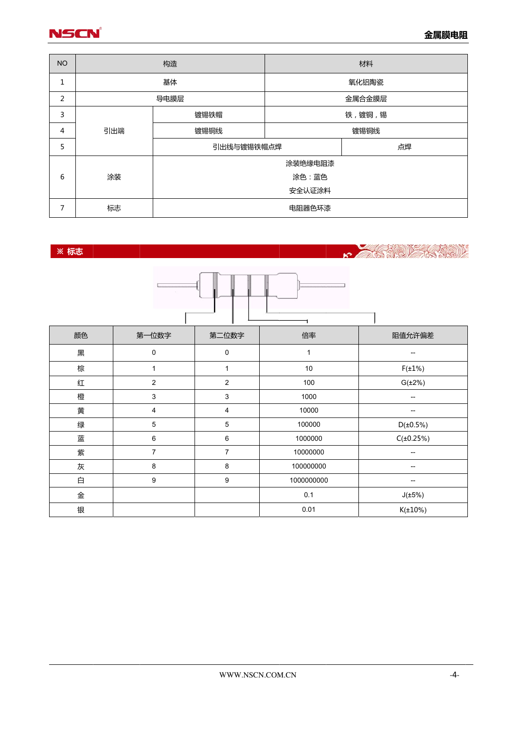| NO | 构造 | | 材料 |
|---|---|---|---|
| 1 | 基体 | | 氧化铝陶瓷 |
| 2 | 导电膜层 | | 金属合金膜层 |
| 3 | 引出端 | 镀锡铁帽 | 铁，镀铜，锡 |
| 4 | | 镀锡铜线 | 镀锡铜线 |
| 5 | | 引出线与镀锡铁帽点焊 | 点焊 |
| 6 | 涂装 | 涂装绝缘电阻漆<br>涂色：蓝色<br>安全认证涂料 | |
| 7 | 标志 | 电阻器色环漆 | |

## ※ 标志

| 颜色 | 第一位数字 | 第二位数字 | 倍率 | 阻值允许偏差 |
|---|---|---|---|---|
| 黑 | 0 | 0 | 1 | -- |
| 棕 | 1 | 1 | 10 | F(±1%) |
| 红 | 2 | 2 | 100 | G(±2%) |
| 橙 | 3 | 3 | 1000 | -- |
| 黄 | 4 | 4 | 10000 | -- |
| 绿 | 5 | 5 | 100000 | D(±0.5%) |
| 蓝 | 6 | 6 | 1000000 | C(±0.25%) |
| 紫 | 7 | 7 | 10000000 | -- |
| 灰 | 8 | 8 | 100000000 | -- |
| 白 | 9 | 9 | 1000000000 | -- |
| 金 | | | 0.1 | J(±5%) |
| 银 | | | 0.01 | K(±10%) |